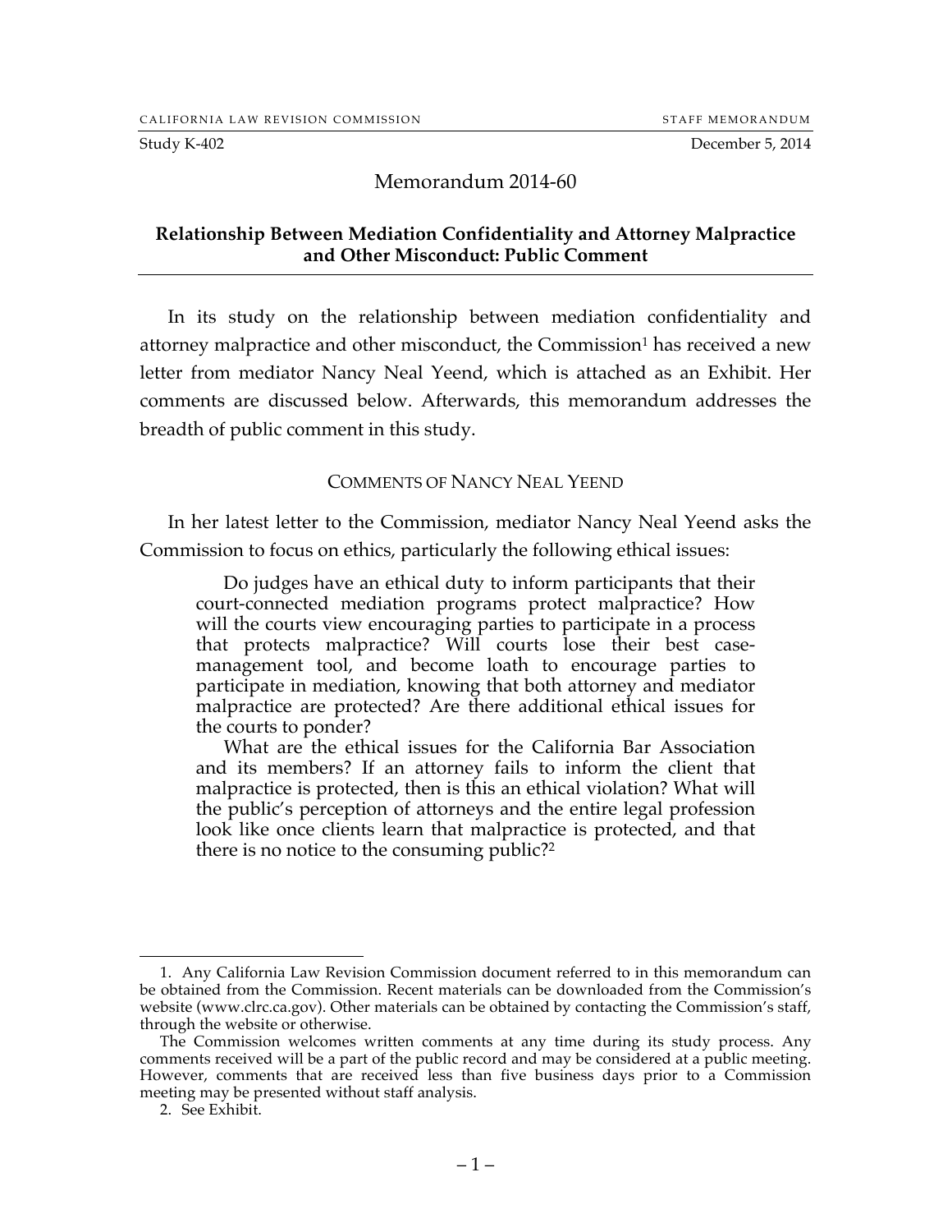CALIFORNIA LAW REVISION COMMISSION STAFF MEMORANDUM

Study K-402 December 5, 2014

# Memorandum 2014-60

## Relationship Between Mediation Confidentiality and Attorney Malpractice and Other Misconduct: Public Comment

In its study on the relationship between mediation confidentiality and attorney malpractice and other misconduct, the Commission[1] has received a new letter from mediator Nancy Neal Yeend, which is attached as an Exhibit. Her comments are discussed below. Afterwards, this memorandum addresses the breadth of public comment in this study.

### COMMENTS OF NANCY NEAL YEEND

In her latest letter to the Commission, mediator Nancy Neal Yeend asks the Commission to focus on ethics, particularly the following ethical issues:

> Do judges have an ethical duty to inform participants that their court-connected mediation programs protect malpractice? How will the courts view encouraging parties to participate in a process that protects malpractice? Will courts lose their best case-management tool, and become loath to encourage parties to participate in mediation, knowing that both attorney and mediator malpractice are protected? Are there additional ethical issues for the courts to ponder?
>
> What are the ethical issues for the California Bar Association and its members? If an attorney fails to inform the client that malpractice is protected, then is this an ethical violation? What will the public's perception of attorneys and the entire legal profession look like once clients learn that malpractice is protected, and that there is no notice to the consuming public?[2]

---

1. Any California Law Revision Commission document referred to in this memorandum can be obtained from the Commission. Recent materials can be downloaded from the Commission's website (www.clrc.ca.gov). Other materials can be obtained by contacting the Commission's staff, through the website or otherwise.

The Commission welcomes written comments at any time during its study process. Any comments received will be a part of the public record and may be considered at a public meeting. However, comments that are received less than five business days prior to a Commission meeting may be presented without staff analysis.

2. See Exhibit.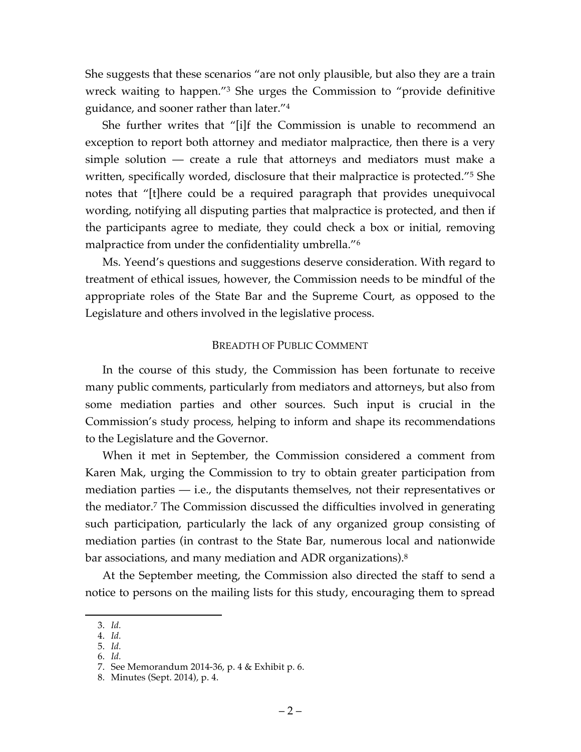She suggests that these scenarios "are not only plausible, but also they are a train wreck waiting to happen."[3] She urges the Commission to "provide definitive guidance, and sooner rather than later."[4]

She further writes that "[i]f the Commission is unable to recommend an exception to report both attorney and mediator malpractice, then there is a very simple solution — create a rule that attorneys and mediators must make a written, specifically worded, disclosure that their malpractice is protected."[5] She notes that "[t]here could be a required paragraph that provides unequivocal wording, notifying all disputing parties that malpractice is protected, and then if the participants agree to mediate, they could check a box or initial, removing malpractice from under the confidentiality umbrella."[6]

Ms. Yeend's questions and suggestions deserve consideration. With regard to treatment of ethical issues, however, the Commission needs to be mindful of the appropriate roles of the State Bar and the Supreme Court, as opposed to the Legislature and others involved in the legislative process.

## BREADTH OF PUBLIC COMMENT

In the course of this study, the Commission has been fortunate to receive many public comments, particularly from mediators and attorneys, but also from some mediation parties and other sources. Such input is crucial in the Commission's study process, helping to inform and shape its recommendations to the Legislature and the Governor.

When it met in September, the Commission considered a comment from Karen Mak, urging the Commission to try to obtain greater participation from mediation parties — i.e., the disputants themselves, not their representatives or the mediator.[7] The Commission discussed the difficulties involved in generating such participation, particularly the lack of any organized group consisting of mediation parties (in contrast to the State Bar, numerous local and nationwide bar associations, and many mediation and ADR organizations).[8]

At the September meeting, the Commission also directed the staff to send a notice to persons on the mailing lists for this study, encouraging them to spread

---

3. *Id.*
4. *Id.*
5. *Id.*
6. *Id.*
7. See Memorandum 2014-36, p. 4 & Exhibit p. 6.
8. Minutes (Sept. 2014), p. 4.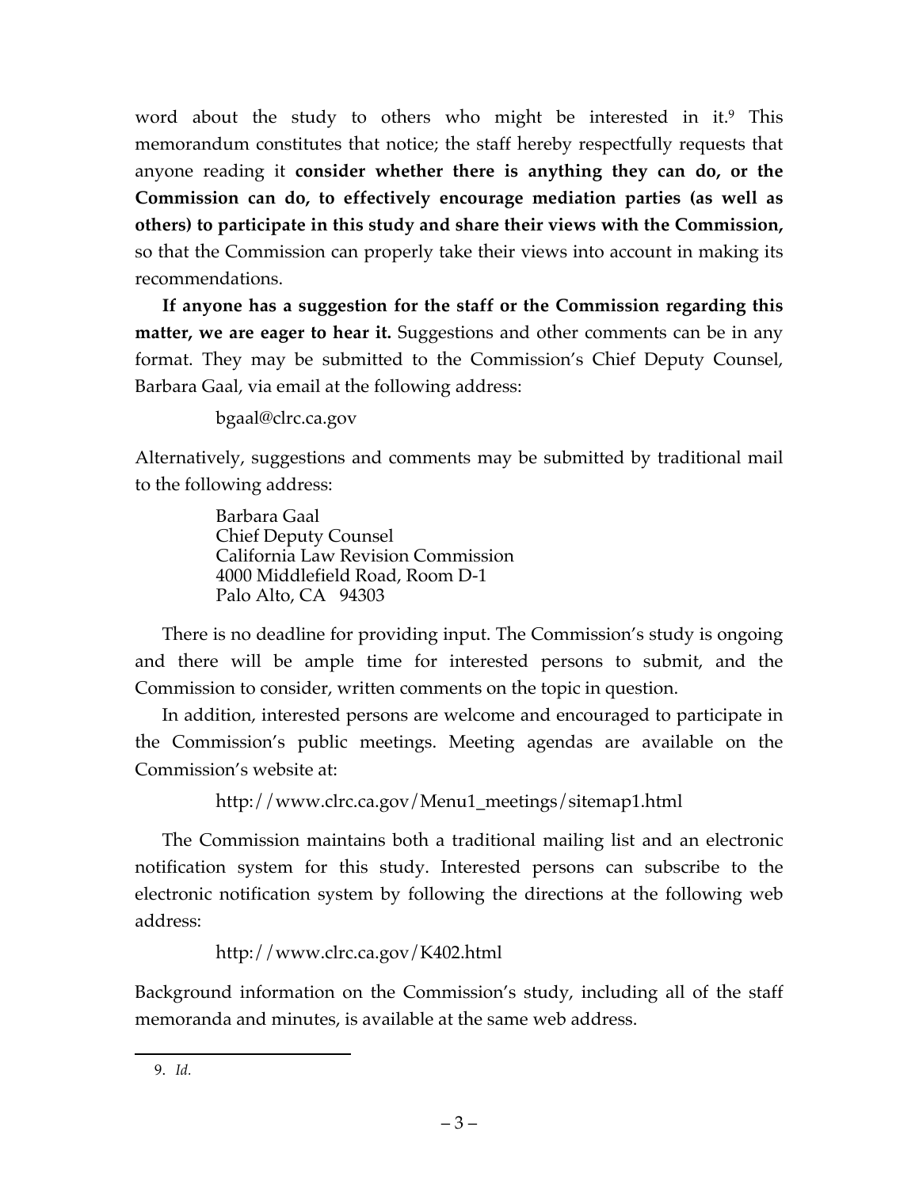word about the study to others who might be interested in it.[9] This memorandum constitutes that notice; the staff hereby respectfully requests that anyone reading it **consider whether there is anything they can do, or the Commission can do, to effectively encourage mediation parties (as well as others) to participate in this study and share their views with the Commission,** so that the Commission can properly take their views into account in making its recommendations.

**If anyone has a suggestion for the staff or the Commission regarding this matter, we are eager to hear it.** Suggestions and other comments can be in any format. They may be submitted to the Commission's Chief Deputy Counsel, Barbara Gaal, via email at the following address:

bgaal@clrc.ca.gov

Alternatively, suggestions and comments may be submitted by traditional mail to the following address:

Barbara Gaal
Chief Deputy Counsel
California Law Revision Commission
4000 Middlefield Road, Room D-1
Palo Alto, CA 94303

There is no deadline for providing input. The Commission's study is ongoing and there will be ample time for interested persons to submit, and the Commission to consider, written comments on the topic in question.

In addition, interested persons are welcome and encouraged to participate in the Commission's public meetings. Meeting agendas are available on the Commission's website at:

http://www.clrc.ca.gov/Menu1_meetings/sitemap1.html

The Commission maintains both a traditional mailing list and an electronic notification system for this study. Interested persons can subscribe to the electronic notification system by following the directions at the following web address:

http://www.clrc.ca.gov/K402.html

Background information on the Commission's study, including all of the staff memoranda and minutes, is available at the same web address.

---

9. *Id.*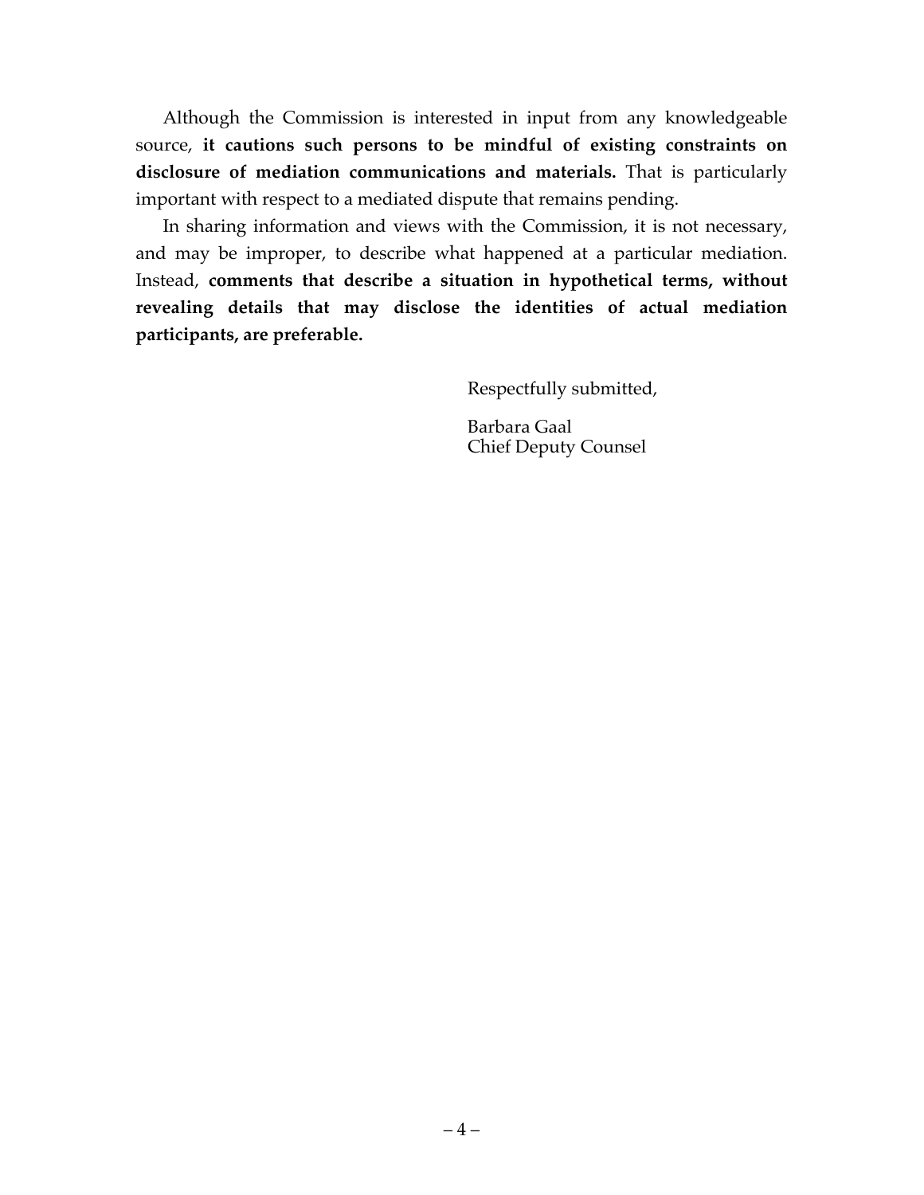Although the Commission is interested in input from any knowledgeable source, **it cautions such persons to be mindful of existing constraints on disclosure of mediation communications and materials.** That is particularly important with respect to a mediated dispute that remains pending.

In sharing information and views with the Commission, it is not necessary, and may be improper, to describe what happened at a particular mediation. Instead, **comments that describe a situation in hypothetical terms, without revealing details that may disclose the identities of actual mediation participants, are preferable.**

Respectfully submitted,

Barbara Gaal
Chief Deputy Counsel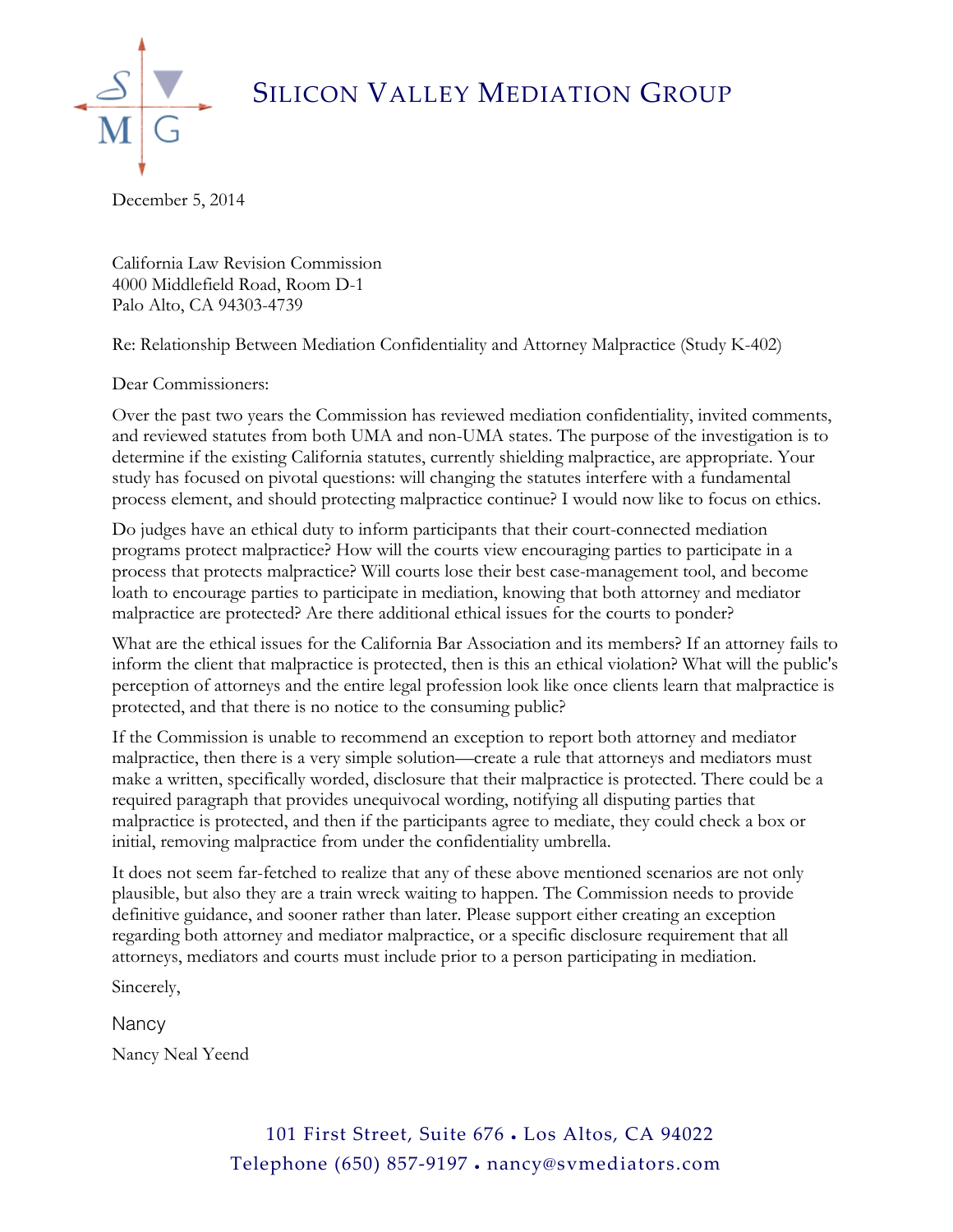# SILICON VALLEY MEDIATION GROUP

December 5, 2014

California Law Revision Commission
4000 Middlefield Road, Room D-1
Palo Alto, CA 94303-4739

Re: Relationship Between Mediation Confidentiality and Attorney Malpractice (Study K-402)

Dear Commissioners:

Over the past two years the Commission has reviewed mediation confidentiality, invited comments, and reviewed statutes from both UMA and non-UMA states. The purpose of the investigation is to determine if the existing California statutes, currently shielding malpractice, are appropriate. Your study has focused on pivotal questions: will changing the statutes interfere with a fundamental process element, and should protecting malpractice continue? I would now like to focus on ethics.

Do judges have an ethical duty to inform participants that their court-connected mediation programs protect malpractice? How will the courts view encouraging parties to participate in a process that protects malpractice? Will courts lose their best case-management tool, and become loath to encourage parties to participate in mediation, knowing that both attorney and mediator malpractice are protected? Are there additional ethical issues for the courts to ponder?

What are the ethical issues for the California Bar Association and its members? If an attorney fails to inform the client that malpractice is protected, then is this an ethical violation? What will the public's perception of attorneys and the entire legal profession look like once clients learn that malpractice is protected, and that there is no notice to the consuming public?

If the Commission is unable to recommend an exception to report both attorney and mediator malpractice, then there is a very simple solution—create a rule that attorneys and mediators must make a written, specifically worded, disclosure that their malpractice is protected. There could be a required paragraph that provides unequivocal wording, notifying all disputing parties that malpractice is protected, and then if the participants agree to mediate, they could check a box or initial, removing malpractice from under the confidentiality umbrella.

It does not seem far-fetched to realize that any of these above mentioned scenarios are not only plausible, but also they are a train wreck waiting to happen. The Commission needs to provide definitive guidance, and sooner rather than later. Please support either creating an exception regarding both attorney and mediator malpractice, or a specific disclosure requirement that all attorneys, mediators and courts must include prior to a person participating in mediation.

Sincerely,

Nancy

Nancy Neal Yeend

101 First Street, Suite 676 • Los Altos, CA 94022
Telephone (650) 857-9197 • nancy@svmediators.com